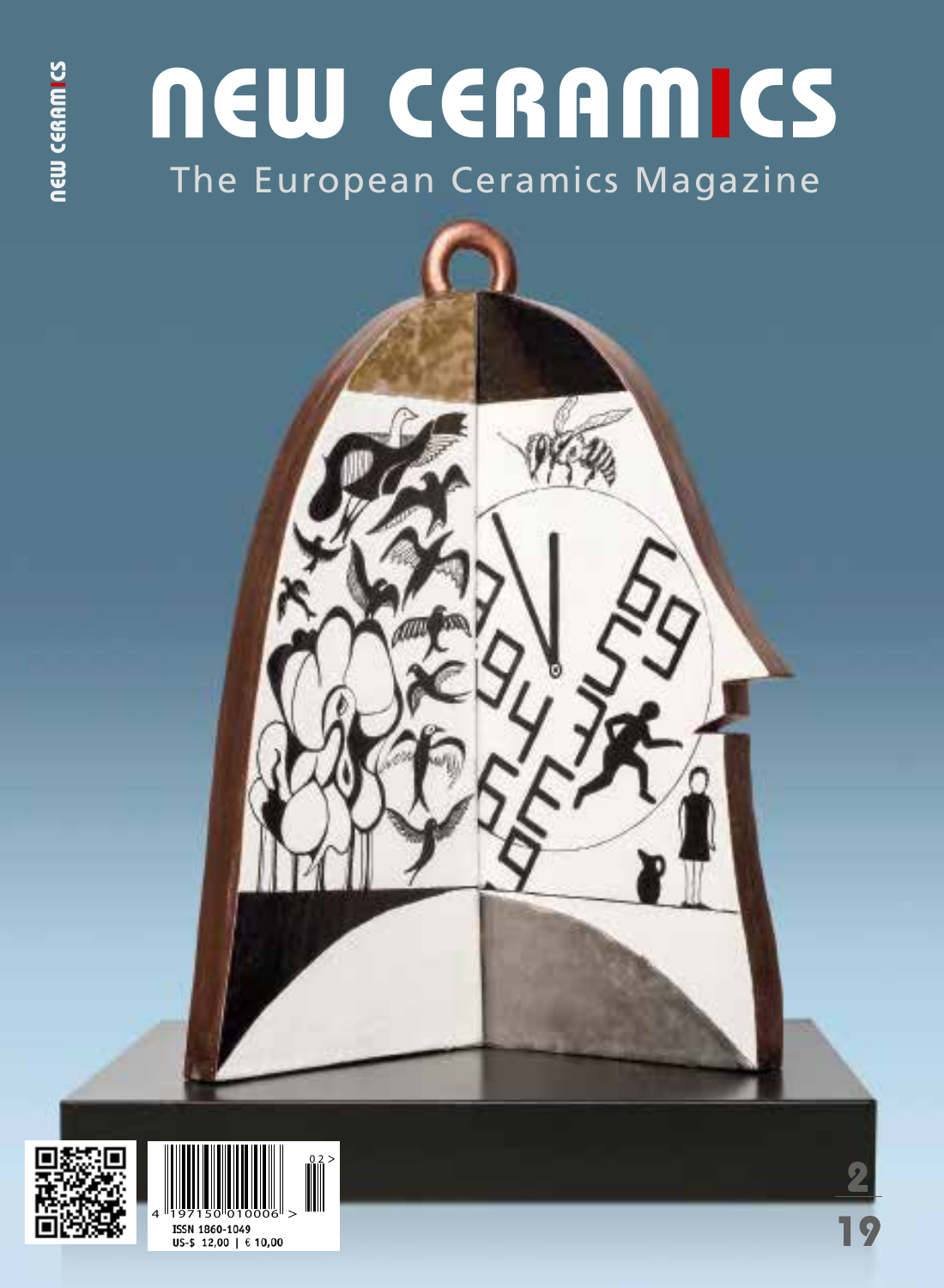# NEW CERAMICS

The European Ceramics Magazine

ISSN 1860-1049

US-$ 12,00 | € 10,00

2 19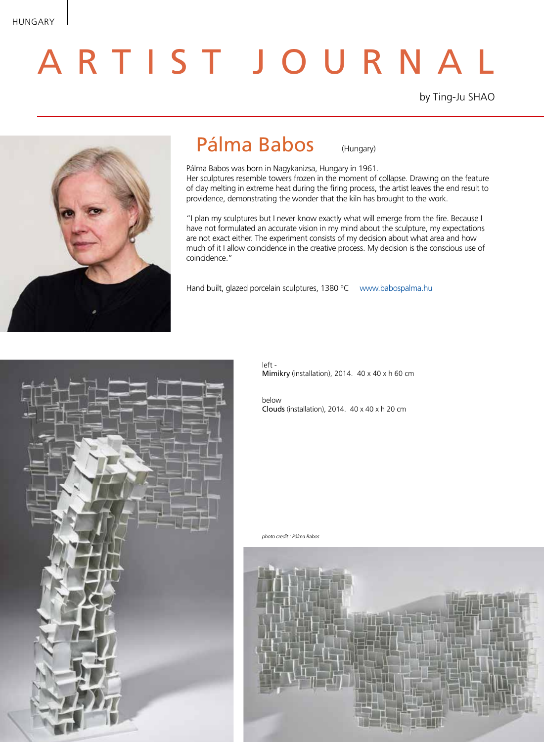# ARTIST JOURNAL

by Ting-Ju SHAO

## Pálma Babos (Hungary)

Pálma Babos was born in Nagykanizsa, Hungary in 1961.
Her sculptures resemble towers frozen in the moment of collapse. Drawing on the feature of clay melting in extreme heat during the firing process, the artist leaves the end result to providence, demonstrating the wonder that the kiln has brought to the work.

"I plan my sculptures but I never know exactly what will emerge from the fire. Because I have not formulated an accurate vision in my mind about the sculpture, my expectations are not exact either. The experiment consists of my decision about what area and how much of it I allow coincidence in the creative process. My decision is the conscious use of coincidence."

Hand built, glazed porcelain sculptures, 1380 °C www.babospalma.hu

left -
**Mimikry** (installation), 2014. 40 x 40 x h 60 cm

below
**Clouds** (installation), 2014. 40 x 40 x h 20 cm

*photo credit : Pálma Babos*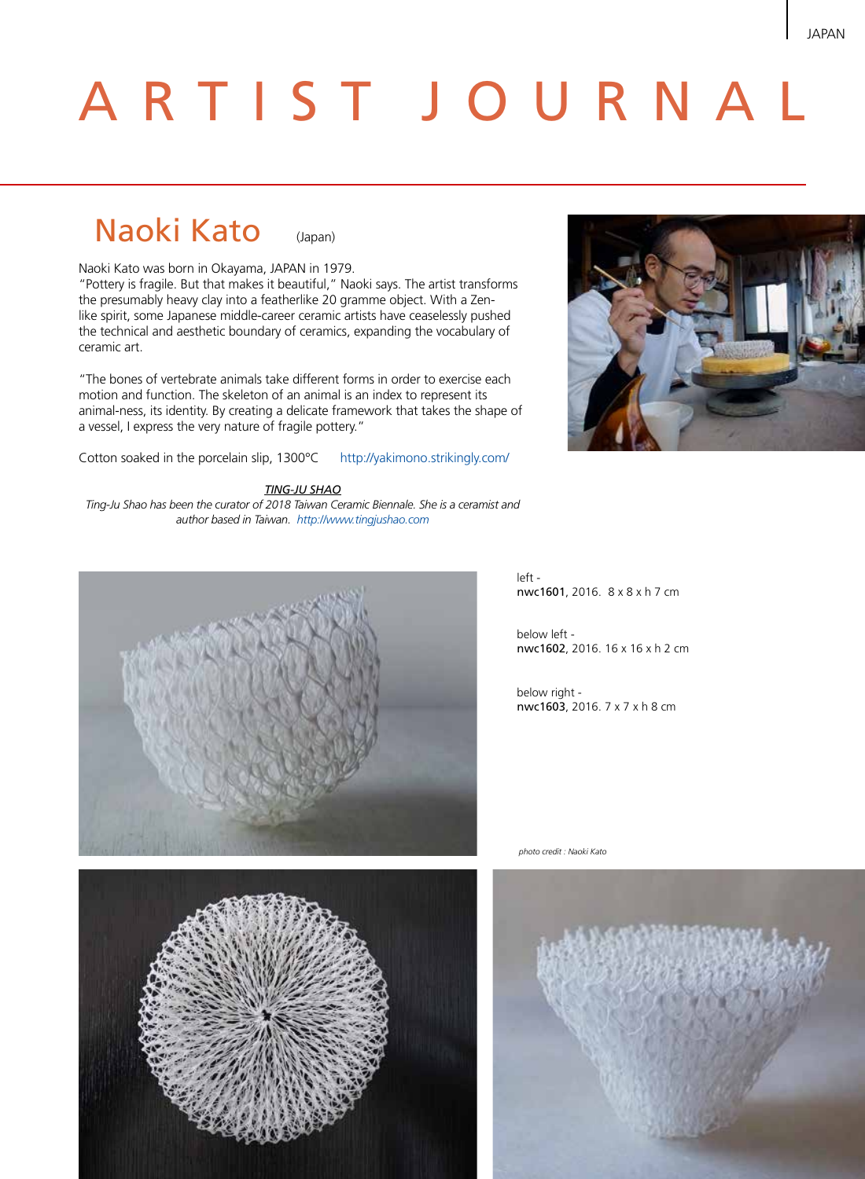# ARTIST JOURNAL

## Naoki Kato (Japan)

Naoki Kato was born in Okayama, JAPAN in 1979.
"Pottery is fragile. But that makes it beautiful," Naoki says. The artist transforms the presumably heavy clay into a featherlike 20 gramme object. With a Zen-like spirit, some Japanese middle-career ceramic artists have ceaselessly pushed the technical and aesthetic boundary of ceramics, expanding the vocabulary of ceramic art.

"The bones of vertebrate animals take different forms in order to exercise each motion and function. The skeleton of an animal is an index to represent its animal-ness, its identity. By creating a delicate framework that takes the shape of a vessel, I express the very nature of fragile pottery."

Cotton soaked in the porcelain slip, 1300°C http://yakimono.strikingly.com/

***TING-JU SHAO***
*Ting-Ju Shao has been the curator of 2018 Taiwan Ceramic Biennale. She is a ceramist and author based in Taiwan. http://www.tingjushao.com*

left -
**nwc1601**, 2016. 8 x 8 x h 7 cm

below left -
**nwc1602**, 2016. 16 x 16 x h 2 cm

below right -
**nwc1603**, 2016. 7 x 7 x h 8 cm

*photo credit : Naoki Kato*